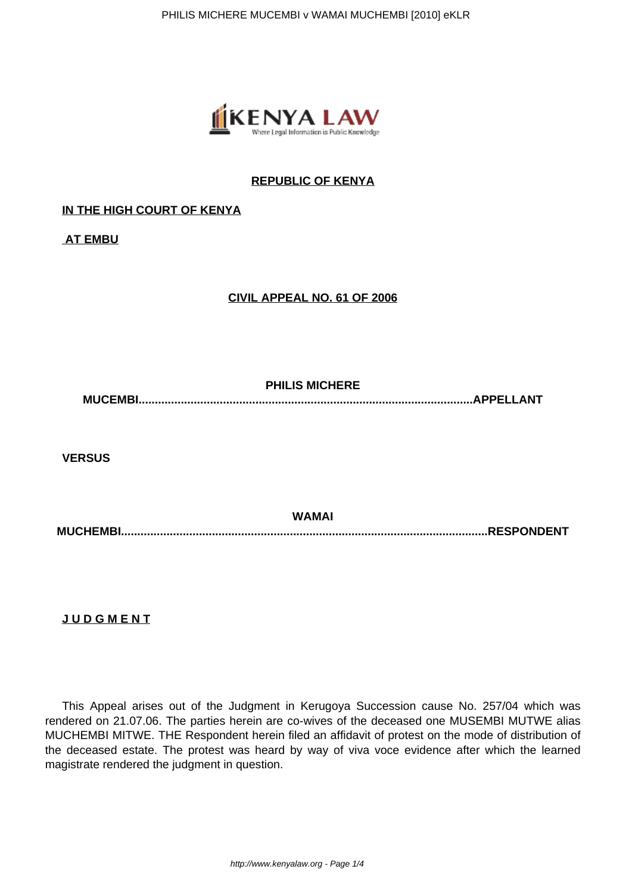**REPUBLIC OF KENYA**

**IN THE HIGH COURT OF KENYA**

**AT EMBU**

**CIVIL APPEAL NO. 61 OF 2006**

**PHILIS MICHERE MUCEMBI.........................................................................................APPELLANT**

**VERSUS**

**WAMAI MUCHEMBI...................................................................................................................RESPONDENT**

**J U D G M E N T**

This Appeal arises out of the Judgment in Kerugoya Succession cause No. 257/04 which was rendered on 21.07.06. The parties herein are co-wives of the deceased one MUSEMBI MUTWE alias MUCHEMBI MITWE. THE Respondent herein filed an affidavit of protest on the mode of distribution of the deceased estate. The protest was heard by way of viva voce evidence after which the learned magistrate rendered the judgment in question.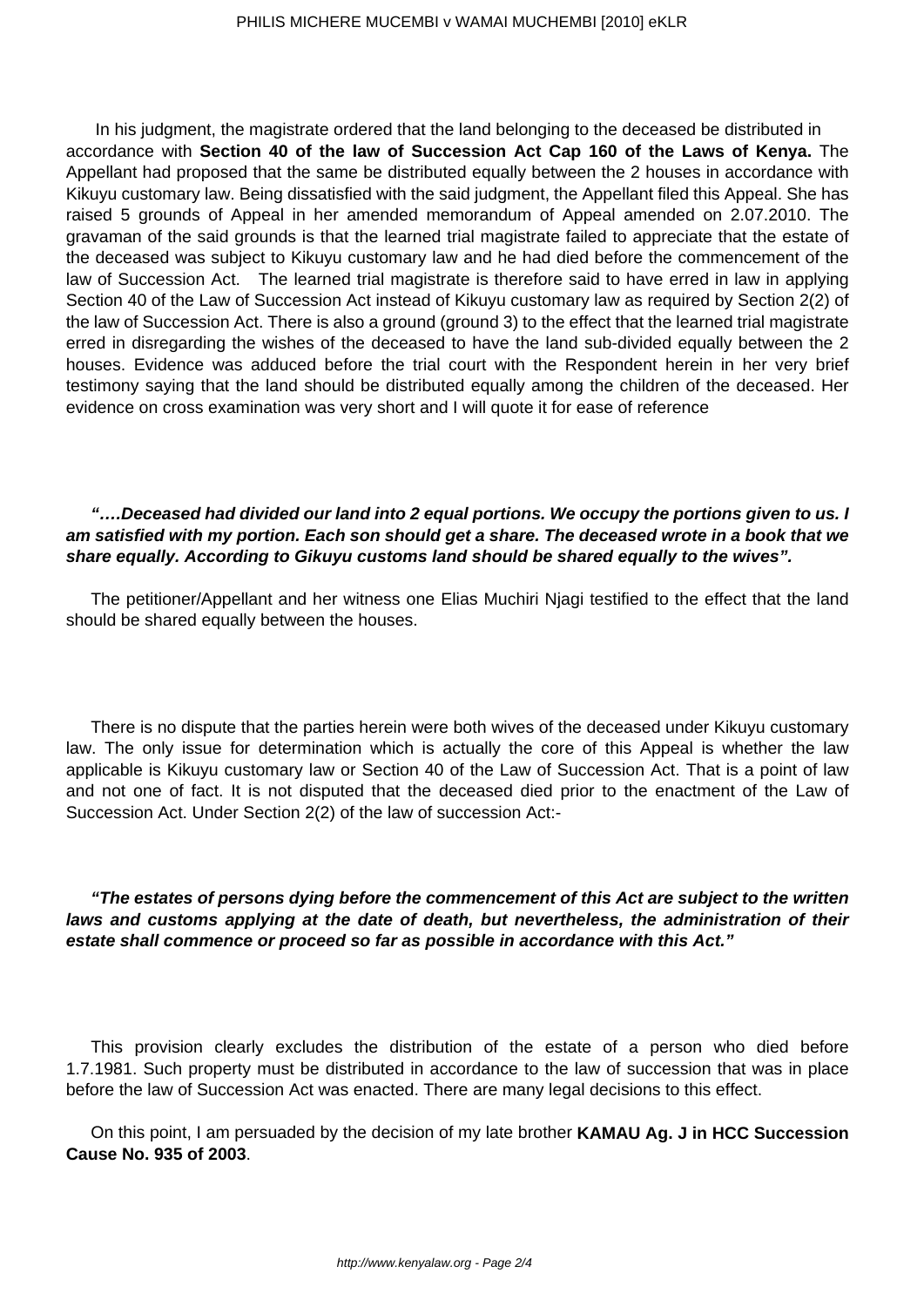In his judgment, the magistrate ordered that the land belonging to the deceased be distributed in accordance with **Section 40 of the law of Succession Act Cap 160 of the Laws of Kenya.** The Appellant had proposed that the same be distributed equally between the 2 houses in accordance with Kikuyu customary law. Being dissatisfied with the said judgment, the Appellant filed this Appeal. She has raised 5 grounds of Appeal in her amended memorandum of Appeal amended on 2.07.2010. The gravaman of the said grounds is that the learned trial magistrate failed to appreciate that the estate of the deceased was subject to Kikuyu customary law and he had died before the commencement of the law of Succession Act. The learned trial magistrate is therefore said to have erred in law in applying Section 40 of the Law of Succession Act instead of Kikuyu customary law as required by Section 2(2) of the law of Succession Act. There is also a ground (ground 3) to the effect that the learned trial magistrate erred in disregarding the wishes of the deceased to have the land sub-divided equally between the 2 houses. Evidence was adduced before the trial court with the Respondent herein in her very brief testimony saying that the land should be distributed equally among the children of the deceased. Her evidence on cross examination was very short and I will quote it for ease of reference

***"….Deceased had divided our land into 2 equal portions. We occupy the portions given to us. I am satisfied with my portion. Each son should get a share. The deceased wrote in a book that we share equally. According to Gikuyu customs land should be shared equally to the wives".***

The petitioner/Appellant and her witness one Elias Muchiri Njagi testified to the effect that the land should be shared equally between the houses.

There is no dispute that the parties herein were both wives of the deceased under Kikuyu customary law. The only issue for determination which is actually the core of this Appeal is whether the law applicable is Kikuyu customary law or Section 40 of the Law of Succession Act. That is a point of law and not one of fact. It is not disputed that the deceased died prior to the enactment of the Law of Succession Act. Under Section 2(2) of the law of succession Act:-

***"The estates of persons dying before the commencement of this Act are subject to the written laws and customs applying at the date of death, but nevertheless, the administration of their estate shall commence or proceed so far as possible in accordance with this Act."***

This provision clearly excludes the distribution of the estate of a person who died before 1.7.1981. Such property must be distributed in accordance to the law of succession that was in place before the law of Succession Act was enacted. There are many legal decisions to this effect.

On this point, I am persuaded by the decision of my late brother **KAMAU Ag. J in HCC Succession Cause No. 935 of 2003**.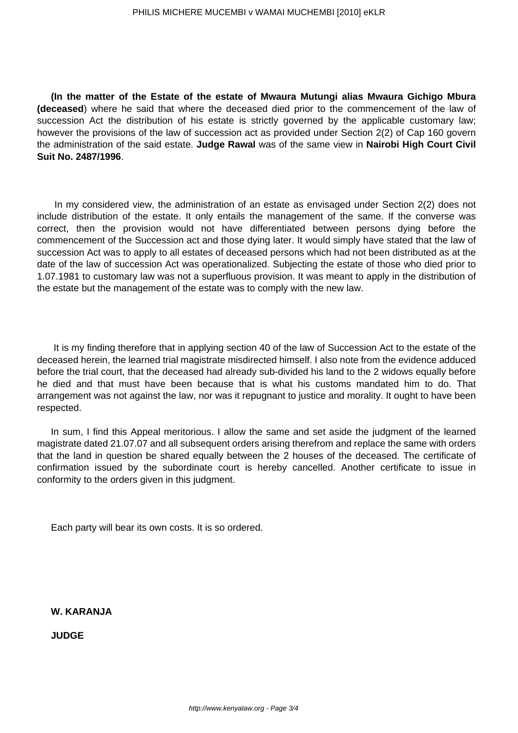**(In the matter of the Estate of the estate of Mwaura Mutungi alias Mwaura Gichigo Mbura (deceased**) where he said that where the deceased died prior to the commencement of the law of succession Act the distribution of his estate is strictly governed by the applicable customary law; however the provisions of the law of succession act as provided under Section 2(2) of Cap 160 govern the administration of the said estate. **Judge Rawal** was of the same view in **Nairobi High Court Civil Suit No. 2487/1996**.

In my considered view, the administration of an estate as envisaged under Section 2(2) does not include distribution of the estate. It only entails the management of the same. If the converse was correct, then the provision would not have differentiated between persons dying before the commencement of the Succession act and those dying later. It would simply have stated that the law of succession Act was to apply to all estates of deceased persons which had not been distributed as at the date of the law of succession Act was operationalized. Subjecting the estate of those who died prior to 1.07.1981 to customary law was not a superfluous provision. It was meant to apply in the distribution of the estate but the management of the estate was to comply with the new law.

It is my finding therefore that in applying section 40 of the law of Succession Act to the estate of the deceased herein, the learned trial magistrate misdirected himself. I also note from the evidence adduced before the trial court, that the deceased had already sub-divided his land to the 2 widows equally before he died and that must have been because that is what his customs mandated him to do. That arrangement was not against the law, nor was it repugnant to justice and morality. It ought to have been respected.

In sum, I find this Appeal meritorious. I allow the same and set aside the judgment of the learned magistrate dated 21.07.07 and all subsequent orders arising therefrom and replace the same with orders that the land in question be shared equally between the 2 houses of the deceased. The certificate of confirmation issued by the subordinate court is hereby cancelled. Another certificate to issue in conformity to the orders given in this judgment.

Each party will bear its own costs. It is so ordered.

**W. KARANJA**

**JUDGE**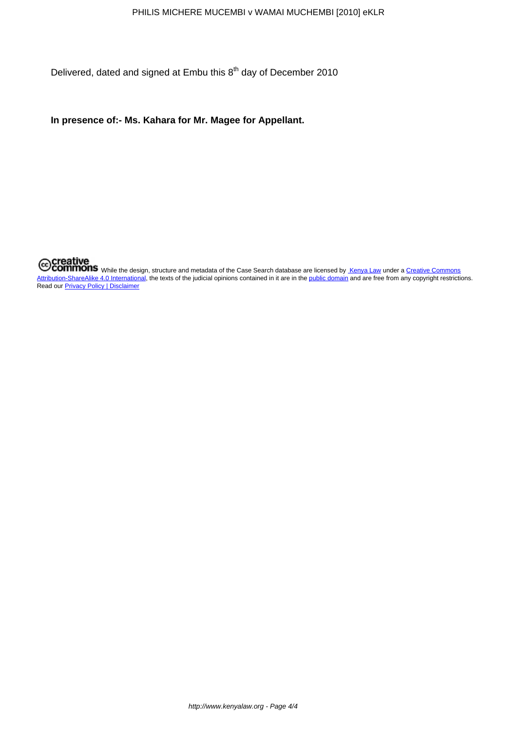Delivered, dated and signed at Embu this 8th day of December 2010

**In presence of:- Ms. Kahara for Mr. Magee for Appellant.**

While the design, structure and metadata of the Case Search database are licensed by Kenya Law under a Creative Commons Attribution-ShareAlike 4.0 International, the texts of the judicial opinions contained in it are in the public domain and are free from any copyright restrictions. Read our Privacy Policy | Disclaimer